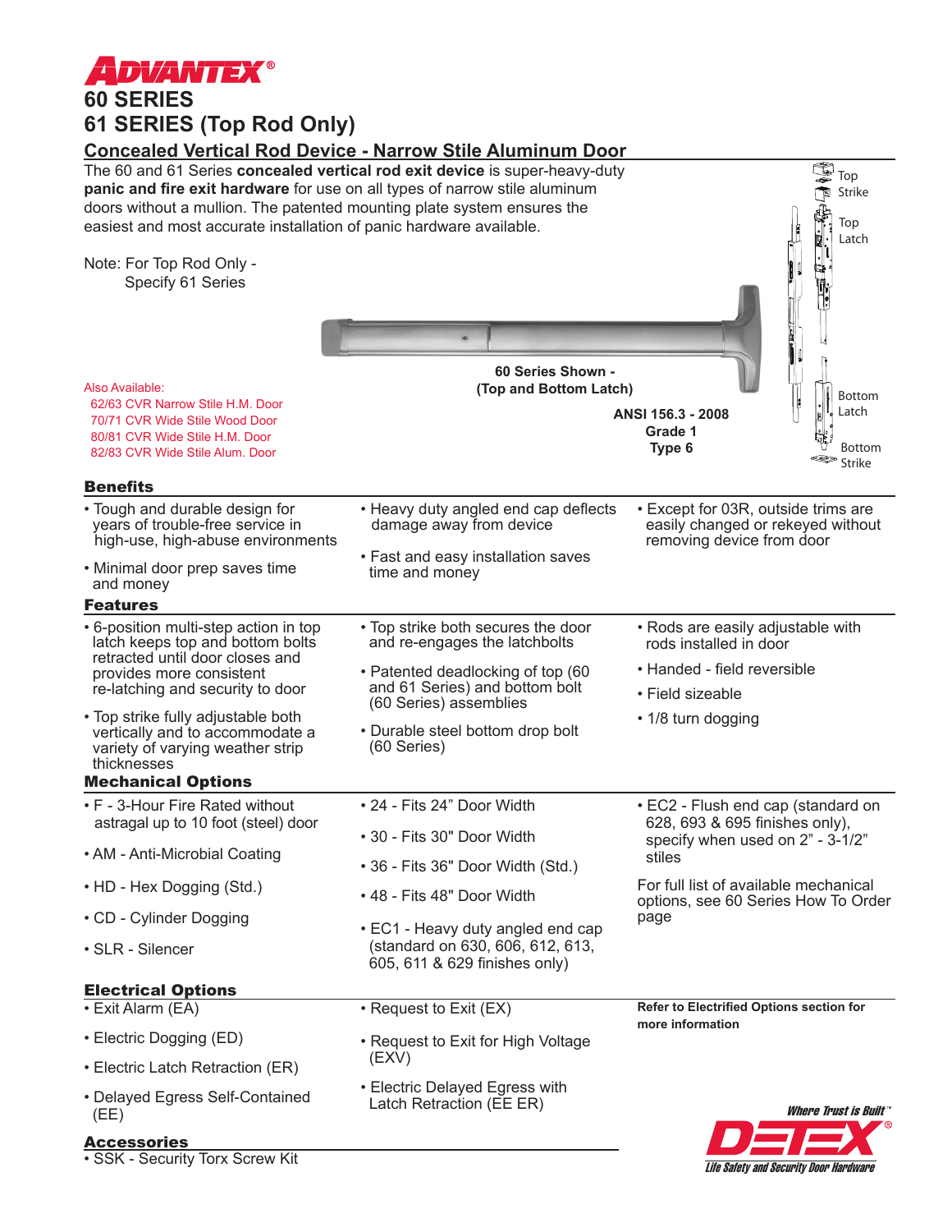# ADVANTEX®

## 60 SERIES
## 61 SERIES (Top Rod Only)

### Concealed Vertical Rod Device - Narrow Stile Aluminum Door

The 60 and 61 Series **concealed vertical rod exit device** is super-heavy-duty **panic and fire exit hardware** for use on all types of narrow stile aluminum doors without a mullion. The patented mounting plate system ensures the easiest and most accurate installation of panic hardware available.

Note: For Top Rod Only - Specify 61 Series

Top Strike

Top Latch

Bottom Latch

Bottom Strike

**60 Series Shown - (Top and Bottom Latch)**

**ANSI 156.3 - 2008**
**Grade 1**
**Type 6**

Also Available:
- 62/63 CVR Narrow Stile H.M. Door
- 70/71 CVR Wide Stile Wood Door
- 80/81 CVR Wide Stile H.M. Door
- 82/83 CVR Wide Stile Alum. Door

### Benefits

- Tough and durable design for years of trouble-free service in high-use, high-abuse environments
- Minimal door prep saves time and money
- Heavy duty angled end cap deflects damage away from device
- Fast and easy installation saves time and money
- Except for 03R, outside trims are easily changed or rekeyed without removing device from door

### Features

- 6-position multi-step action in top latch keeps top and bottom bolts retracted until door closes and provides more consistent re-latching and security to door
- Top strike fully adjustable both vertically and to accommodate a variety of varying weather strip thicknesses
- Top strike both secures the door and re-engages the latchbolts
- Patented deadlocking of top (60 and 61 Series) and bottom bolt (60 Series) assemblies
- Durable steel bottom drop bolt (60 Series)
- Rods are easily adjustable with rods installed in door
- Handed - field reversible
- Field sizeable
- 1/8 turn dogging

### Mechanical Options

- F - 3-Hour Fire Rated without astragal up to 10 foot (steel) door
- AM - Anti-Microbial Coating
- HD - Hex Dogging (Std.)
- CD - Cylinder Dogging
- SLR - Silencer
- 24 - Fits 24" Door Width
- 30 - Fits 30" Door Width
- 36 - Fits 36" Door Width (Std.)
- 48 - Fits 48" Door Width
- EC1 - Heavy duty angled end cap (standard on 630, 606, 612, 613, 605, 611 & 629 finishes only)
- EC2 - Flush end cap (standard on 628, 693 & 695 finishes only), specify when used on 2" - 3-1/2" stiles

For full list of available mechanical options, see 60 Series How To Order page

### Electrical Options

- Exit Alarm (EA)
- Electric Dogging (ED)
- Electric Latch Retraction (ER)
- Delayed Egress Self-Contained (EE)
- Request to Exit (EX)
- Request to Exit for High Voltage (EXV)
- Electric Delayed Egress with Latch Retraction (EE ER)

**Refer to Electrified Options section for more information**

### Accessories

- SSK - Security Torx Screw Kit

*Where Trust is Built™*
DETEX®
*Life Safety and Security Door Hardware*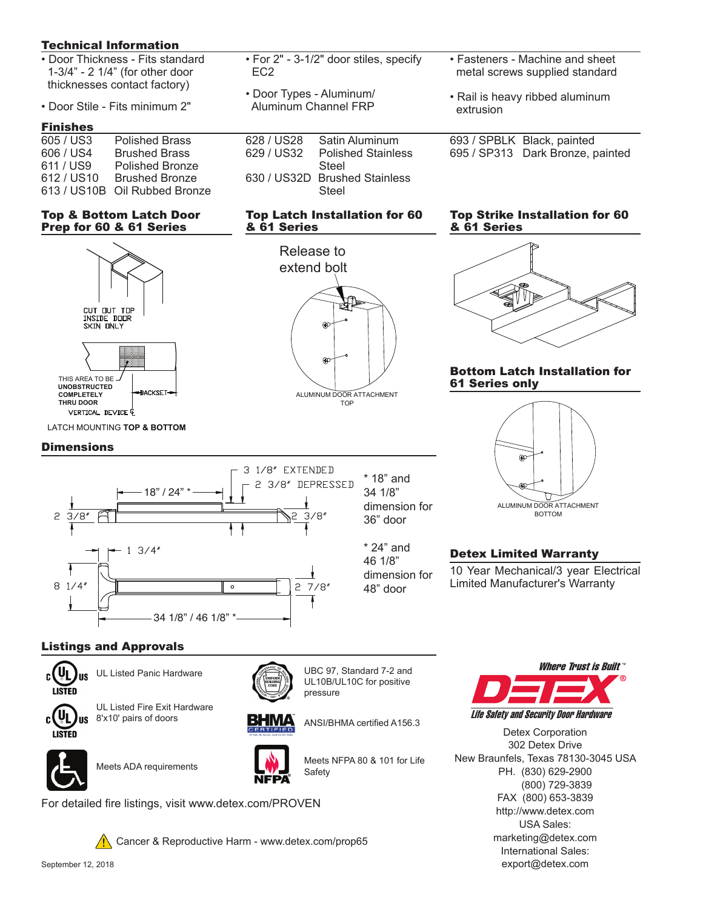## Technical Information

- Door Thickness - Fits standard 1-3/4" - 2 1/4" (for other door thicknesses contact factory)
- Door Stile - Fits minimum 2"
- For 2" - 3-1/2" door stiles, specify EC2
- Door Types - Aluminum/ Aluminum Channel FRP
- Fasteners - Machine and sheet metal screws supplied standard
- Rail is heavy ribbed aluminum extrusion

## Finishes

| | | | | | |
|---|---|---|---|---|---|
| 605 / US3 | Polished Brass | 628 / US28 | Satin Aluminum | 693 / SPBLK | Black, painted |
| 606 / US4 | Brushed Brass | 629 / US32 | Polished Stainless Steel | 695 / SP313 | Dark Bronze, painted |
| 611 / US9 | Polished Bronze | 630 / US32D | Brushed Stainless Steel | | |
| 612 / US10 | Brushed Bronze | | | | |
| 613 / US10B | Oil Rubbed Bronze | | | | |

## Top & Bottom Latch Door Prep for 60 & 61 Series

CUT OUT TOP INSIDE DOOR SKIN ONLY

THIS AREA TO BE UNOBSTRUCTED COMPLETELY THRU DOOR

BACKSET

VERTICAL DEVICE ℄

LATCH MOUNTING **TOP & BOTTOM**

## Top Latch Installation for 60 & 61 Series

Release to extend bolt

ALUMINUM DOOR ATTACHMENT TOP

## Top Strike Installation for 60 & 61 Series

## Bottom Latch Installation for 61 Series only

ALUMINUM DOOR ATTACHMENT BOTTOM

## Dimensions

3 1/8" EXTENDED

2 3/8" DEPRESSED

18" / 24" *

2 3/8"

2 3/8"

1 3/4"

8 1/4"

2 7/8"

34 1/8" / 46 1/8" *

* 18" and 34 1/8" dimension for 36" door

* 24" and 46 1/8" dimension for 48" door

## Detex Limited Warranty

10 Year Mechanical/3 year Electrical Limited Manufacturer's Warranty

## Listings and Approvals

UL Listed Panic Hardware

UL Listed Fire Exit Hardware 8'x10' pairs of doors

Meets ADA requirements

UBC 97, Standard 7-2 and UL10B/UL10C for positive pressure

ANSI/BHMA certified A156.3

Meets NFPA 80 & 101 for Life Safety

For detailed fire listings, visit www.detex.com/PROVEN

Cancer & Reproductive Harm - www.detex.com/prop65

*Where Trust is Built*™

DETEX®

*Life Safety and Security Door Hardware*

Detex Corporation
302 Detex Drive
New Braunfels, Texas 78130-3045 USA
PH. (830) 629-2900
(800) 729-3839
FAX (800) 653-3839
http://www.detex.com
USA Sales:
marketing@detex.com
International Sales:
export@detex.com

September 12, 2018